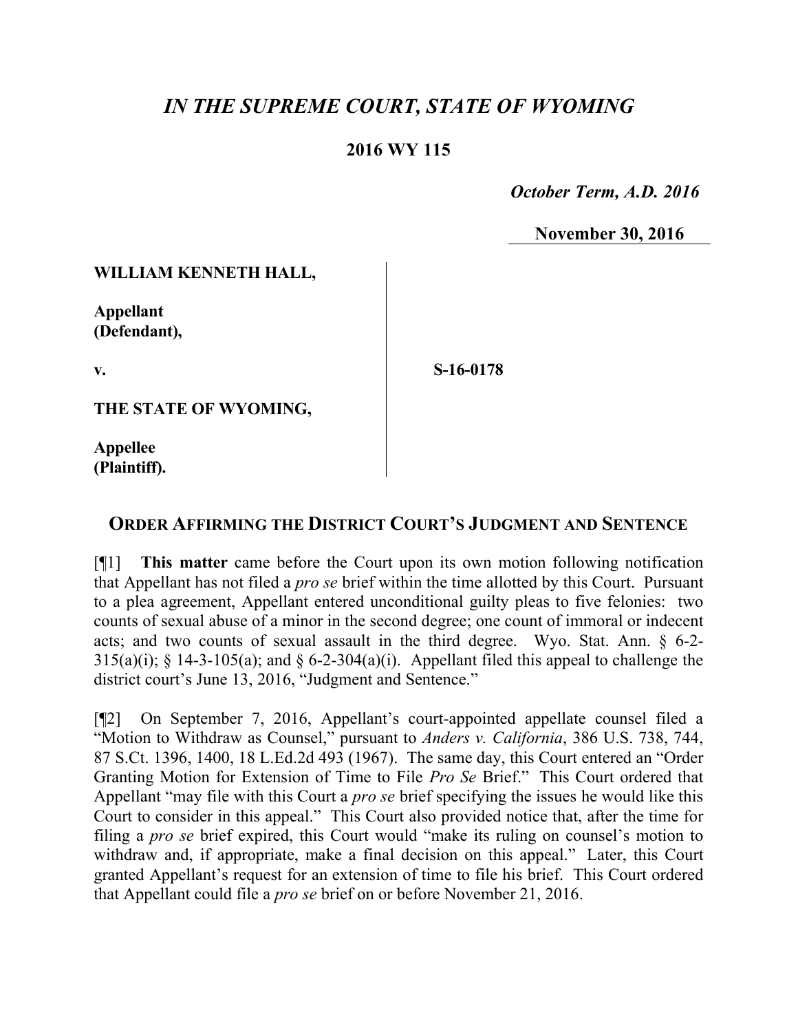# *IN THE SUPREME COURT, STATE OF WYOMING*

**2016 WY 115**

*October Term, A.D. 2016*

**November 30, 2016**

**WILLIAM KENNETH HALL,**

**Appellant (Defendant),**

**v.**

**THE STATE OF WYOMING,**

**Appellee (Plaintiff).**

**S-16-0178**

## ORDER AFFIRMING THE DISTRICT COURT'S JUDGMENT AND SENTENCE

[¶1] **This matter** came before the Court upon its own motion following notification that Appellant has not filed a *pro se* brief within the time allotted by this Court. Pursuant to a plea agreement, Appellant entered unconditional guilty pleas to five felonies: two counts of sexual abuse of a minor in the second degree; one count of immoral or indecent acts; and two counts of sexual assault in the third degree. Wyo. Stat. Ann. § 6-2-315(a)(i); § 14-3-105(a); and § 6-2-304(a)(i). Appellant filed this appeal to challenge the district court's June 13, 2016, "Judgment and Sentence."

[¶2] On September 7, 2016, Appellant's court-appointed appellate counsel filed a "Motion to Withdraw as Counsel," pursuant to *Anders v. California*, 386 U.S. 738, 744, 87 S.Ct. 1396, 1400, 18 L.Ed.2d 493 (1967). The same day, this Court entered an "Order Granting Motion for Extension of Time to File *Pro Se* Brief." This Court ordered that Appellant "may file with this Court a *pro se* brief specifying the issues he would like this Court to consider in this appeal." This Court also provided notice that, after the time for filing a *pro se* brief expired, this Court would "make its ruling on counsel's motion to withdraw and, if appropriate, make a final decision on this appeal." Later, this Court granted Appellant's request for an extension of time to file his brief. This Court ordered that Appellant could file a *pro se* brief on or before November 21, 2016.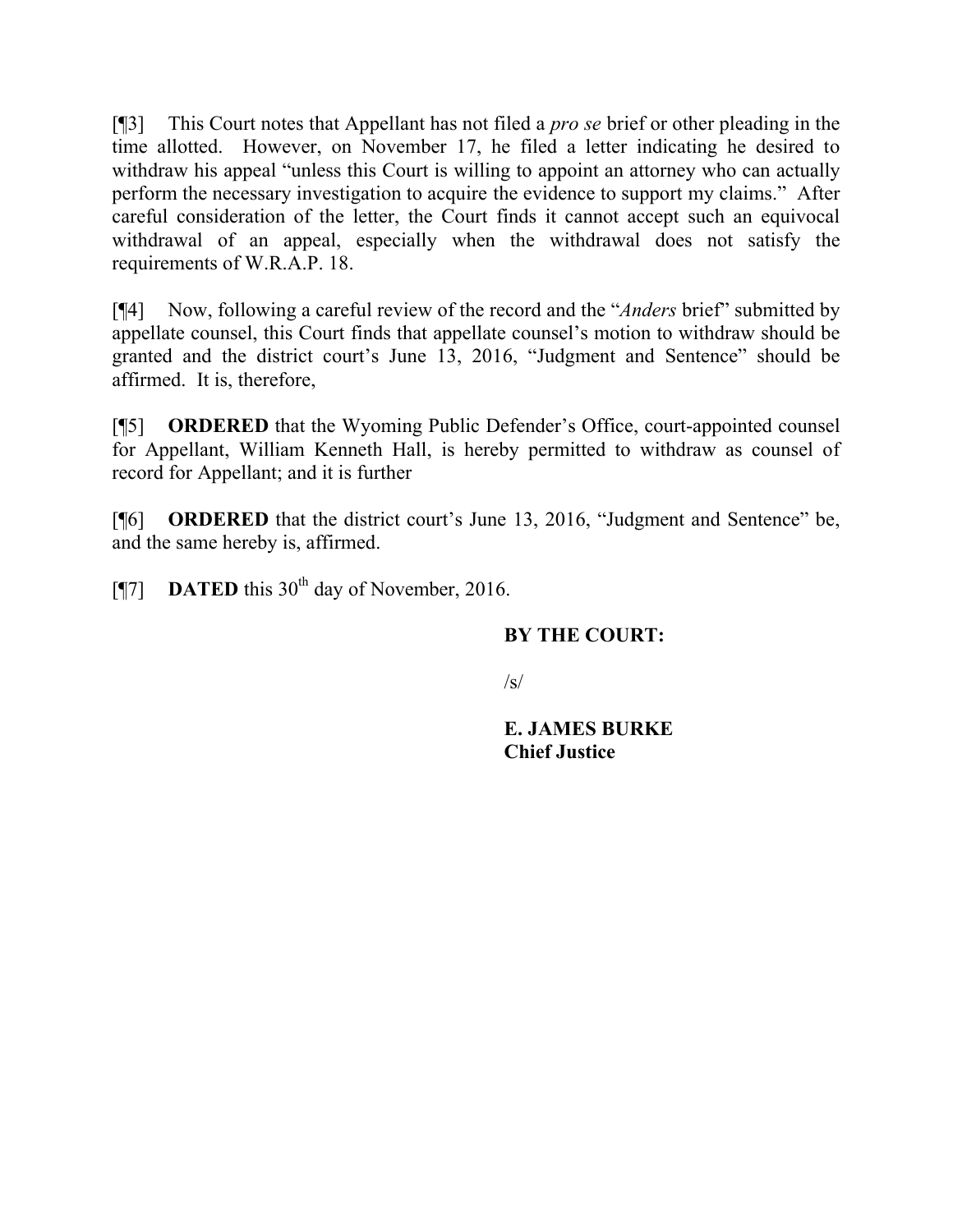[¶3] This Court notes that Appellant has not filed a *pro se* brief or other pleading in the time allotted. However, on November 17, he filed a letter indicating he desired to withdraw his appeal "unless this Court is willing to appoint an attorney who can actually perform the necessary investigation to acquire the evidence to support my claims." After careful consideration of the letter, the Court finds it cannot accept such an equivocal withdrawal of an appeal, especially when the withdrawal does not satisfy the requirements of W.R.A.P. 18.

[¶4] Now, following a careful review of the record and the "*Anders* brief" submitted by appellate counsel, this Court finds that appellate counsel's motion to withdraw should be granted and the district court's June 13, 2016, "Judgment and Sentence" should be affirmed. It is, therefore,

[¶5] **ORDERED** that the Wyoming Public Defender's Office, court-appointed counsel for Appellant, William Kenneth Hall, is hereby permitted to withdraw as counsel of record for Appellant; and it is further

[¶6] **ORDERED** that the district court's June 13, 2016, "Judgment and Sentence" be, and the same hereby is, affirmed.

[¶7] **DATED** this 30th day of November, 2016.

**BY THE COURT:**

/s/

**E. JAMES BURKE**
**Chief Justice**